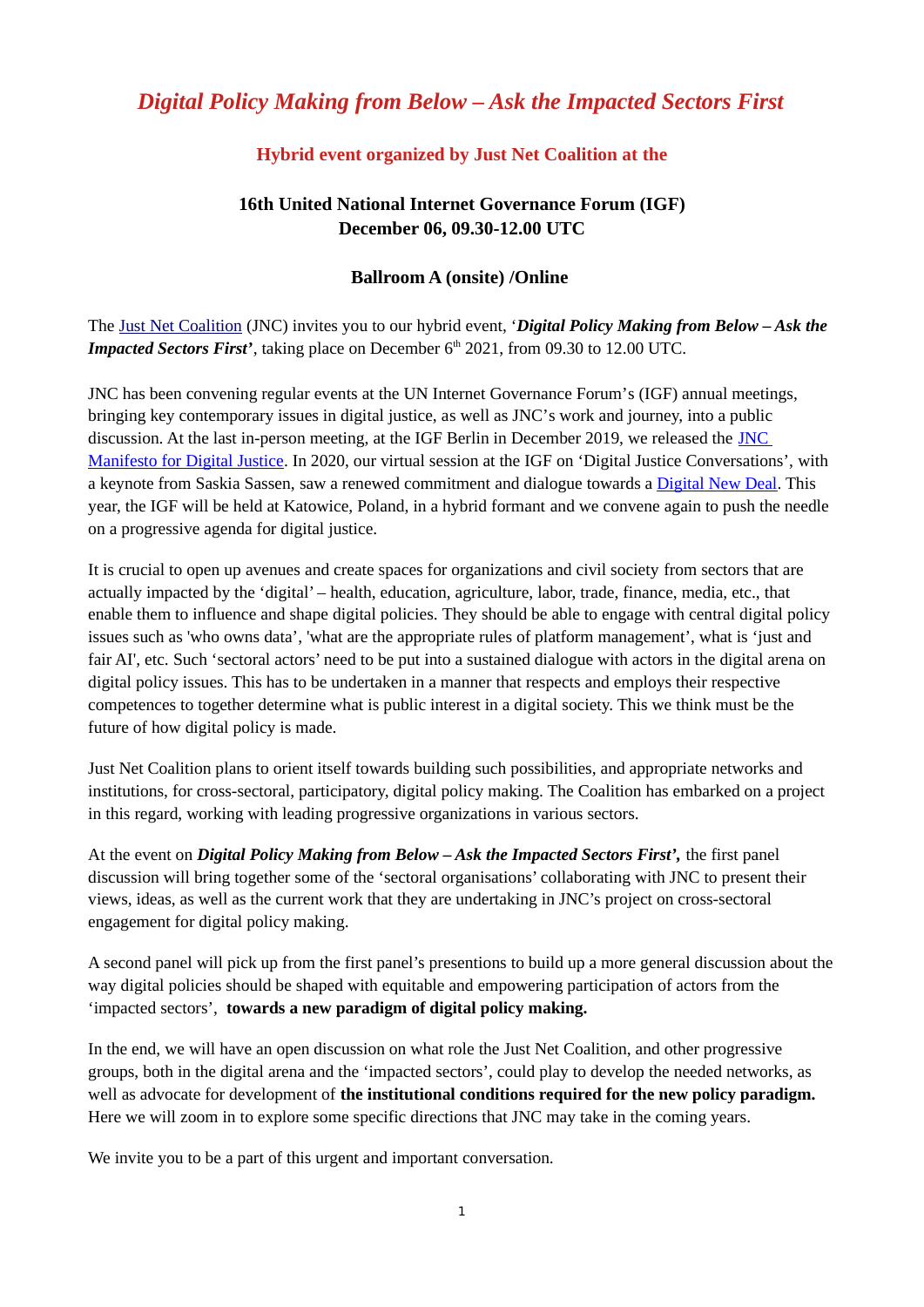# *Digital Policy Making from Below – Ask the Impacted Sectors First*

### Hybrid event organized by Just Net Coalition at the

### 16th United National Internet Governance Forum (IGF)
### December 06, 09.30-12.00 UTC

### Ballroom A (onsite) /Online

The Just Net Coalition (JNC) invites you to our hybrid event, '***Digital Policy Making from Below – Ask the Impacted Sectors First***', taking place on December 6th 2021, from 09.30 to 12.00 UTC.

JNC has been convening regular events at the UN Internet Governance Forum's (IGF) annual meetings, bringing key contemporary issues in digital justice, as well as JNC's work and journey, into a public discussion. At the last in-person meeting, at the IGF Berlin in December 2019, we released the JNC Manifesto for Digital Justice. In 2020, our virtual session at the IGF on 'Digital Justice Conversations', with a keynote from Saskia Sassen, saw a renewed commitment and dialogue towards a Digital New Deal. This year, the IGF will be held at Katowice, Poland, in a hybrid formant and we convene again to push the needle on a progressive agenda for digital justice.

It is crucial to open up avenues and create spaces for organizations and civil society from sectors that are actually impacted by the 'digital' – health, education, agriculture, labor, trade, finance, media, etc., that enable them to influence and shape digital policies. They should be able to engage with central digital policy issues such as 'who owns data', 'what are the appropriate rules of platform management', what is 'just and fair AI', etc. Such 'sectoral actors' need to be put into a sustained dialogue with actors in the digital arena on digital policy issues. This has to be undertaken in a manner that respects and employs their respective competences to together determine what is public interest in a digital society. This we think must be the future of how digital policy is made.

Just Net Coalition plans to orient itself towards building such possibilities, and appropriate networks and institutions, for cross-sectoral, participatory, digital policy making. The Coalition has embarked on a project in this regard, working with leading progressive organizations in various sectors.

At the event on ***Digital Policy Making from Below – Ask the Impacted Sectors First*',** the first panel discussion will bring together some of the 'sectoral organisations' collaborating with JNC to present their views, ideas, as well as the current work that they are undertaking in JNC's project on cross-sectoral engagement for digital policy making.

A second panel will pick up from the first panel's presentions to build up a more general discussion about the way digital policies should be shaped with equitable and empowering participation of actors from the 'impacted sectors', **towards a new paradigm of digital policy making.**

In the end, we will have an open discussion on what role the Just Net Coalition, and other progressive groups, both in the digital arena and the 'impacted sectors', could play to develop the needed networks, as well as advocate for development of **the institutional conditions required for the new policy paradigm.** Here we will zoom in to explore some specific directions that JNC may take in the coming years.

We invite you to be a part of this urgent and important conversation.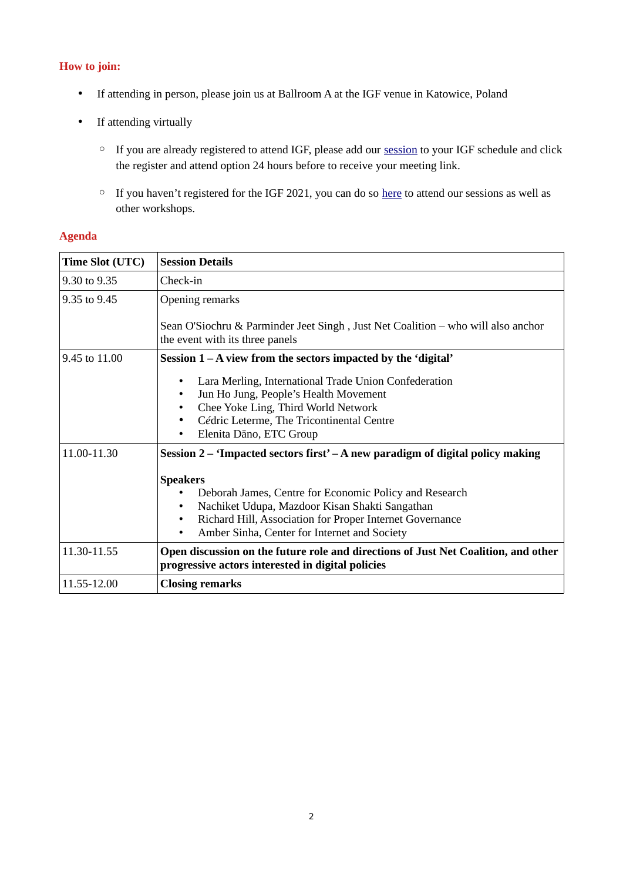## How to join:

- If attending in person, please join us at Ballroom A at the IGF venue in Katowice, Poland
- If attending virtually
  - If you are already registered to attend IGF, please add our session to your IGF schedule and click the register and attend option 24 hours before to receive your meeting link.
  - If you haven't registered for the IGF 2021, you can do so here to attend our sessions as well as other workshops.

## Agenda

| Time Slot (UTC) | Session Details |
|---|---|
| 9.30 to 9.35 | Check-in |
| 9.35 to 9.45 | Opening remarks<br><br>Sean O'Siochru & Parminder Jeet Singh , Just Net Coalition – who will also anchor the event with its three panels |
| 9.45 to 11.00 | **Session 1 – A view from the sectors impacted by the 'digital'**<br><br>• Lara Merling, International Trade Union Confederation<br>• Jun Ho Jung, People's Health Movement<br>• Chee Yoke Ling, Third World Network<br>• Cédric Leterme, The Tricontinental Centre<br>• Elenita Dāno, ETC Group |
| 11.00-11.30 | **Session 2 – 'Impacted sectors first' – A new paradigm of digital policy making**<br><br>**Speakers**<br>• Deborah James, Centre for Economic Policy and Research<br>• Nachiket Udupa, Mazdoor Kisan Shakti Sangathan<br>• Richard Hill, Association for Proper Internet Governance<br>• Amber Sinha, Center for Internet and Society |
| 11.30-11.55 | **Open discussion on the future role and directions of Just Net Coalition, and other progressive actors interested in digital policies** |
| 11.55-12.00 | **Closing remarks** |